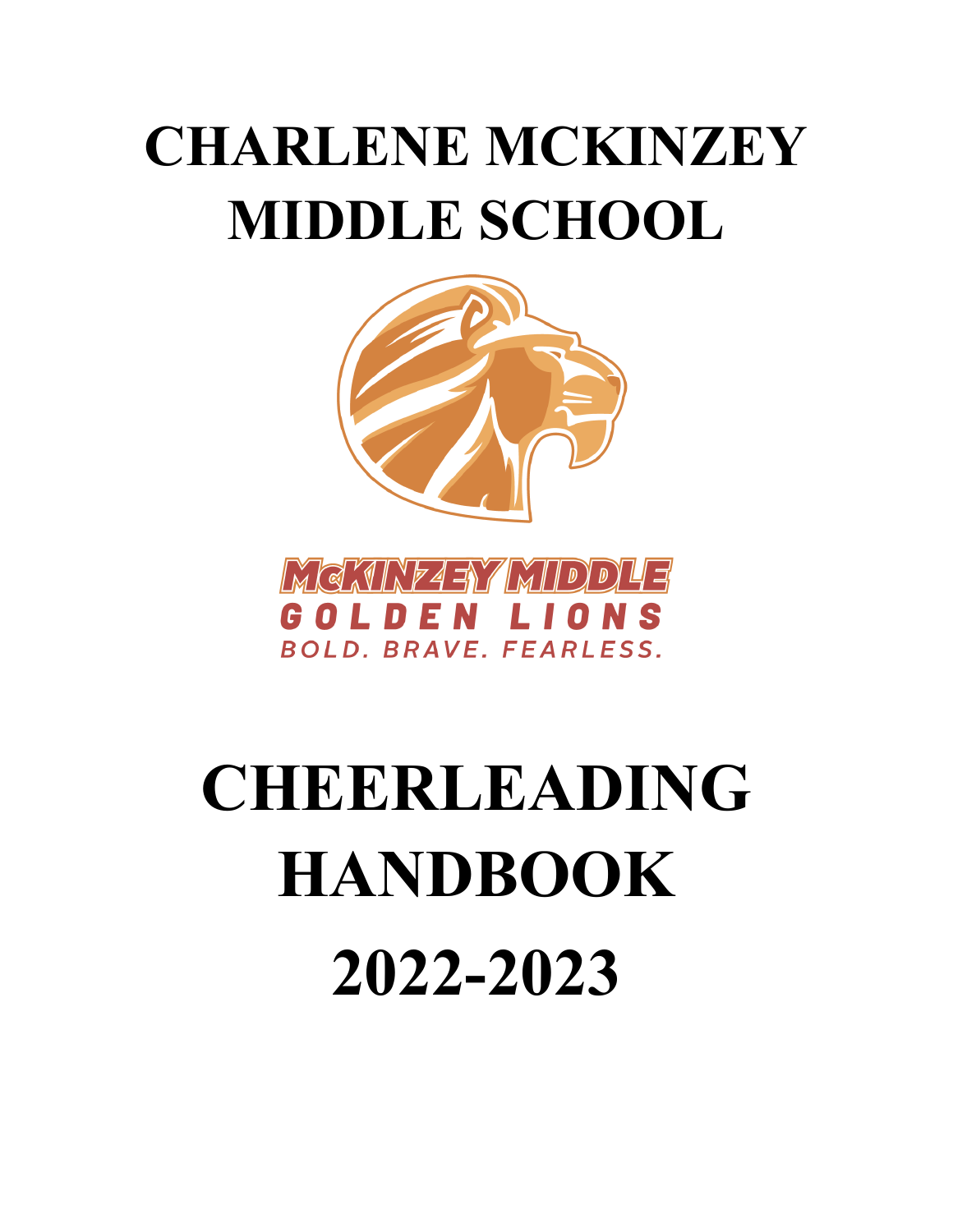# CHARLENE MCKINZEY MIDDLE SCHOOL

McKINZEY MIDDLE
GOLDEN LIONS
BOLD. BRAVE. FEARLESS.

# CHEERLEADING HANDBOOK

# 2022-2023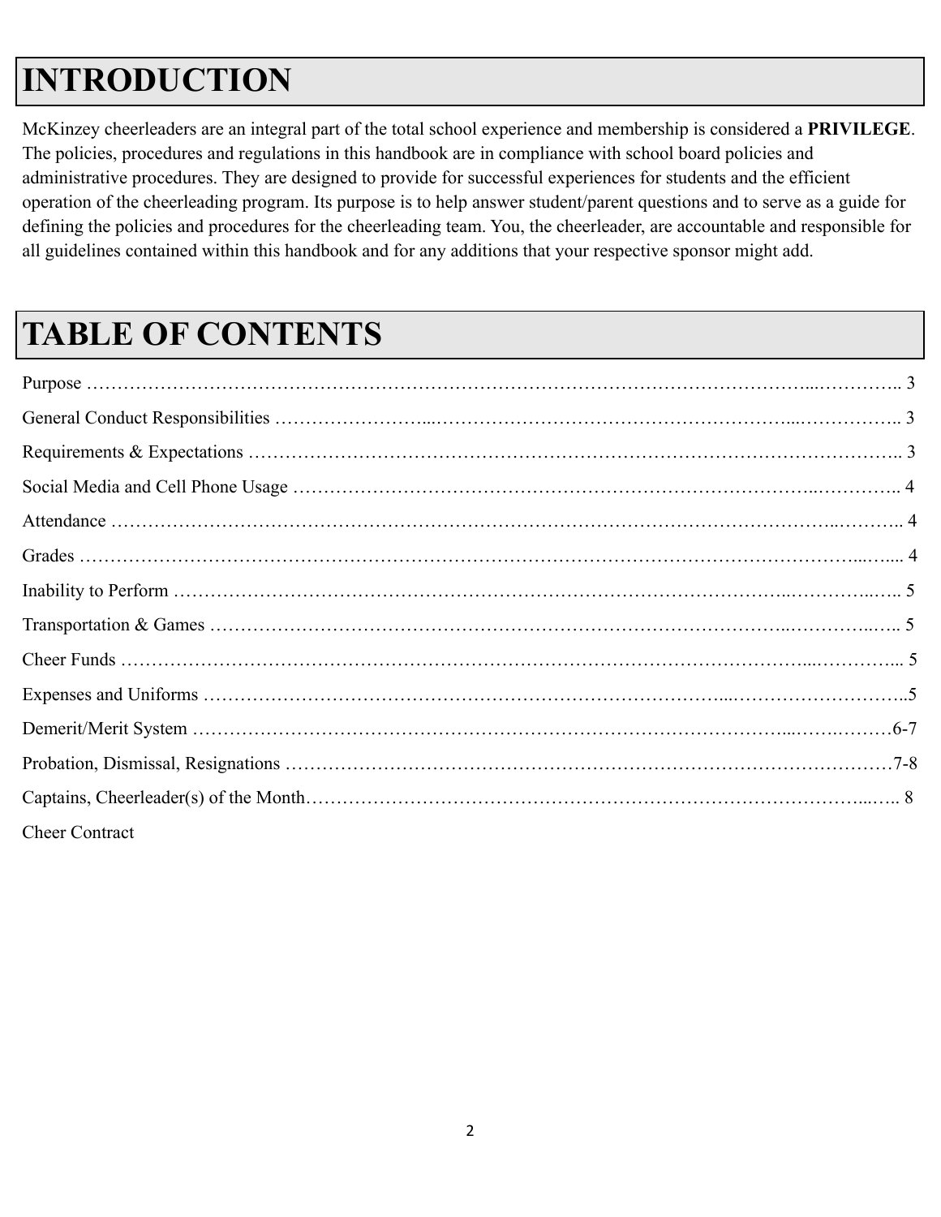# INTRODUCTION

McKinzey cheerleaders are an integral part of the total school experience and membership is considered a **PRIVILEGE**. The policies, procedures and regulations in this handbook are in compliance with school board policies and administrative procedures. They are designed to provide for successful experiences for students and the efficient operation of the cheerleading program. Its purpose is to help answer student/parent questions and to serve as a guide for defining the policies and procedures for the cheerleading team. You, the cheerleader, are accountable and responsible for all guidelines contained within this handbook and for any additions that your respective sponsor might add.

# TABLE OF CONTENTS

Purpose …………………………………………………………………………………………………… 3

General Conduct Responsibilities ……………………………………………………………………… 3

Requirements & Expectations …………………………………………………………………………… 3

Social Media and Cell Phone Usage ……………………………………………………………………… 4

Attendance ………………………………………………………………………………………………… 4

Grades ……………………………………………………………………………………………………… 4

Inability to Perform ………………………………………………………………………………………… 5

Transportation & Games …………………………………………………………………………………… 5

Cheer Funds ………………………………………………………………………………………………… 5

Expenses and Uniforms ……………………………………………………………………………………5

Demerit/Merit System ……………………………………………………………………………………6-7

Probation, Dismissal, Resignations ………………………………………………………………………7-8

Captains, Cheerleader(s) of the Month…………………………………………………………………… 8

Cheer Contract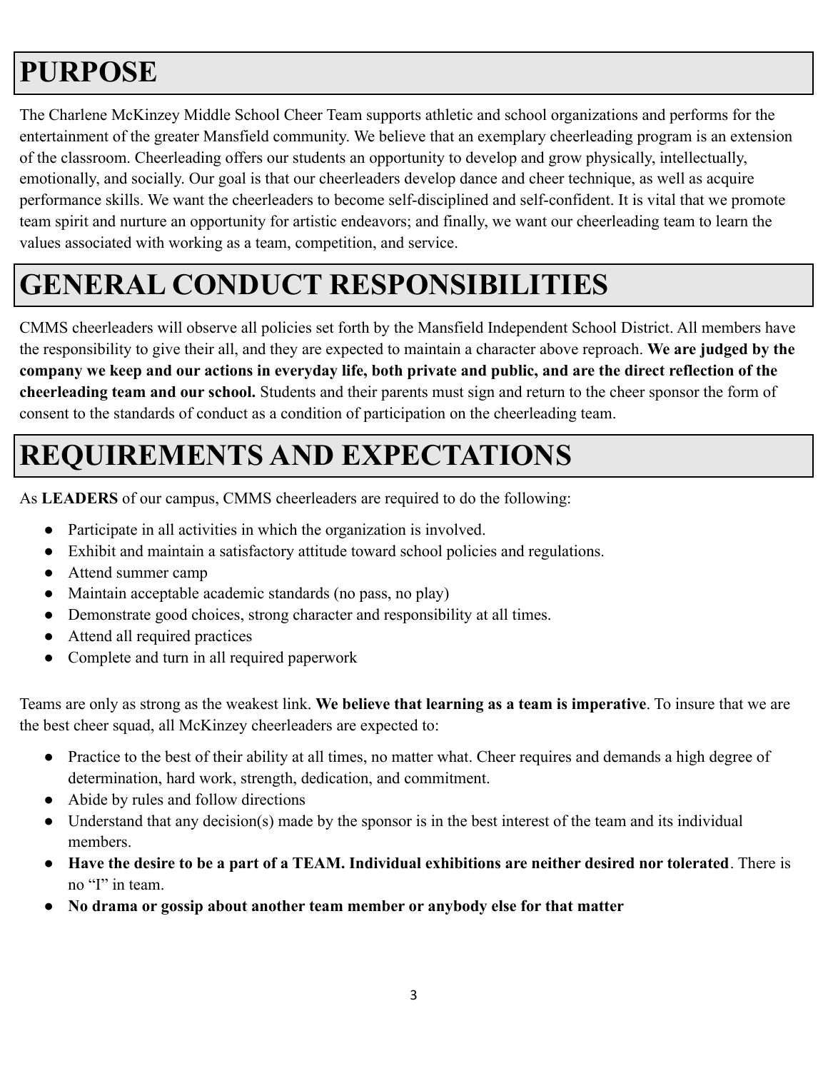# PURPOSE

The Charlene McKinzey Middle School Cheer Team supports athletic and school organizations and performs for the entertainment of the greater Mansfield community. We believe that an exemplary cheerleading program is an extension of the classroom. Cheerleading offers our students an opportunity to develop and grow physically, intellectually, emotionally, and socially. Our goal is that our cheerleaders develop dance and cheer technique, as well as acquire performance skills. We want the cheerleaders to become self-disciplined and self-confident. It is vital that we promote team spirit and nurture an opportunity for artistic endeavors; and finally, we want our cheerleading team to learn the values associated with working as a team, competition, and service.

# GENERAL CONDUCT RESPONSIBILITIES

CMMS cheerleaders will observe all policies set forth by the Mansfield Independent School District. All members have the responsibility to give their all, and they are expected to maintain a character above reproach. **We are judged by the company we keep and our actions in everyday life, both private and public, and are the direct reflection of the cheerleading team and our school.** Students and their parents must sign and return to the cheer sponsor the form of consent to the standards of conduct as a condition of participation on the cheerleading team.

# REQUIREMENTS AND EXPECTATIONS

As **LEADERS** of our campus, CMMS cheerleaders are required to do the following:

- Participate in all activities in which the organization is involved.
- Exhibit and maintain a satisfactory attitude toward school policies and regulations.
- Attend summer camp
- Maintain acceptable academic standards (no pass, no play)
- Demonstrate good choices, strong character and responsibility at all times.
- Attend all required practices
- Complete and turn in all required paperwork

Teams are only as strong as the weakest link. **We believe that learning as a team is imperative**. To insure that we are the best cheer squad, all McKinzey cheerleaders are expected to:

- Practice to the best of their ability at all times, no matter what. Cheer requires and demands a high degree of determination, hard work, strength, dedication, and commitment.
- Abide by rules and follow directions
- Understand that any decision(s) made by the sponsor is in the best interest of the team and its individual members.
- **Have the desire to be a part of a TEAM. Individual exhibitions are neither desired nor tolerated**. There is no "I" in team.
- **No drama or gossip about another team member or anybody else for that matter**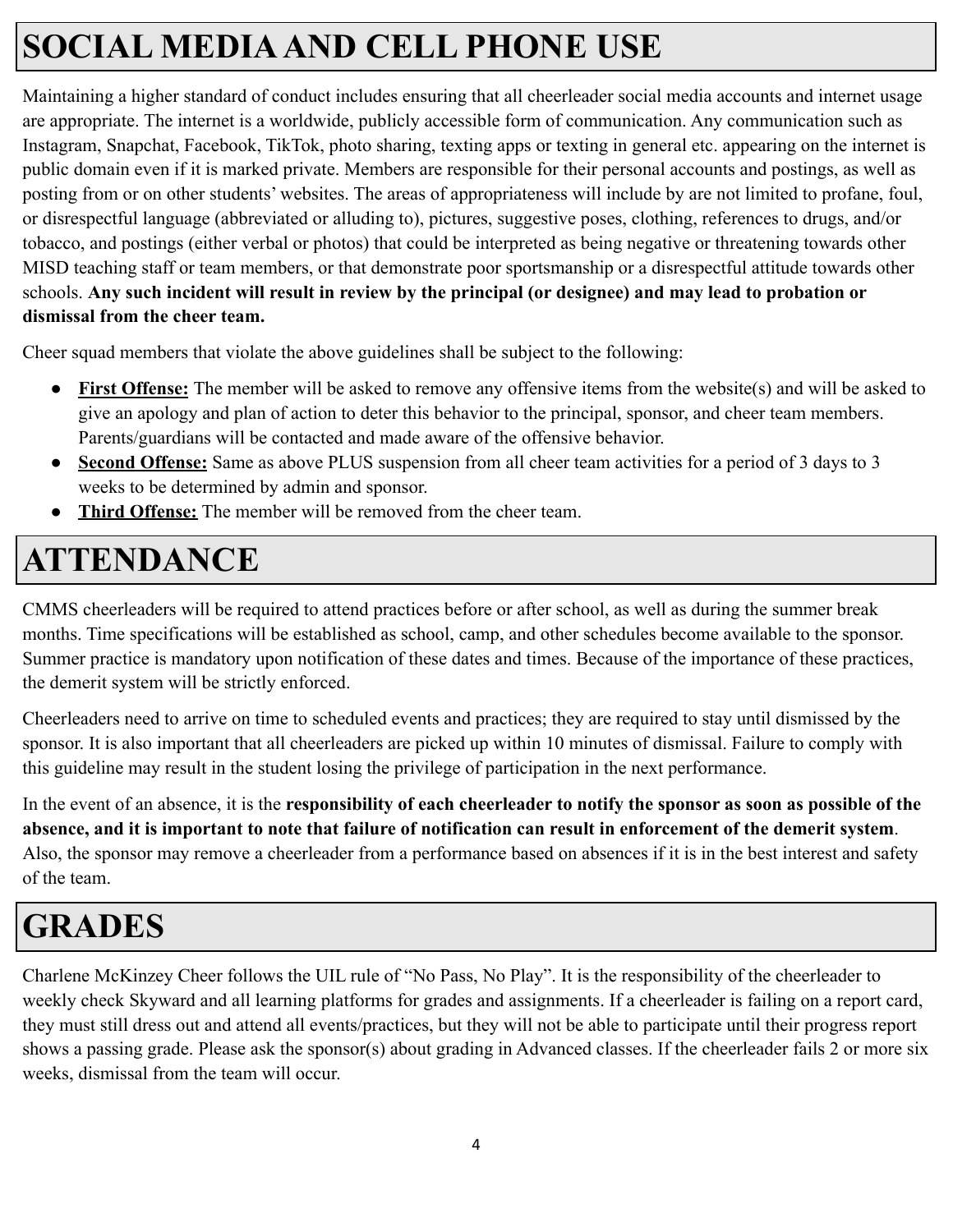# SOCIAL MEDIA AND CELL PHONE USE

Maintaining a higher standard of conduct includes ensuring that all cheerleader social media accounts and internet usage are appropriate. The internet is a worldwide, publicly accessible form of communication. Any communication such as Instagram, Snapchat, Facebook, TikTok, photo sharing, texting apps or texting in general etc. appearing on the internet is public domain even if it is marked private. Members are responsible for their personal accounts and postings, as well as posting from or on other students' websites. The areas of appropriateness will include by are not limited to profane, foul, or disrespectful language (abbreviated or alluding to), pictures, suggestive poses, clothing, references to drugs, and/or tobacco, and postings (either verbal or photos) that could be interpreted as being negative or threatening towards other MISD teaching staff or team members, or that demonstrate poor sportsmanship or a disrespectful attitude towards other schools. **Any such incident will result in review by the principal (or designee) and may lead to probation or dismissal from the cheer team.**

Cheer squad members that violate the above guidelines shall be subject to the following:

- **First Offense:** The member will be asked to remove any offensive items from the website(s) and will be asked to give an apology and plan of action to deter this behavior to the principal, sponsor, and cheer team members. Parents/guardians will be contacted and made aware of the offensive behavior.
- **Second Offense:** Same as above PLUS suspension from all cheer team activities for a period of 3 days to 3 weeks to be determined by admin and sponsor.
- **Third Offense:** The member will be removed from the cheer team.

# ATTENDANCE

CMMS cheerleaders will be required to attend practices before or after school, as well as during the summer break months. Time specifications will be established as school, camp, and other schedules become available to the sponsor. Summer practice is mandatory upon notification of these dates and times. Because of the importance of these practices, the demerit system will be strictly enforced.

Cheerleaders need to arrive on time to scheduled events and practices; they are required to stay until dismissed by the sponsor. It is also important that all cheerleaders are picked up within 10 minutes of dismissal. Failure to comply with this guideline may result in the student losing the privilege of participation in the next performance.

In the event of an absence, it is the **responsibility of each cheerleader to notify the sponsor as soon as possible of the absence, and it is important to note that failure of notification can result in enforcement of the demerit system**. Also, the sponsor may remove a cheerleader from a performance based on absences if it is in the best interest and safety of the team.

# GRADES

Charlene McKinzey Cheer follows the UIL rule of "No Pass, No Play". It is the responsibility of the cheerleader to weekly check Skyward and all learning platforms for grades and assignments. If a cheerleader is failing on a report card, they must still dress out and attend all events/practices, but they will not be able to participate until their progress report shows a passing grade. Please ask the sponsor(s) about grading in Advanced classes. If the cheerleader fails 2 or more six weeks, dismissal from the team will occur.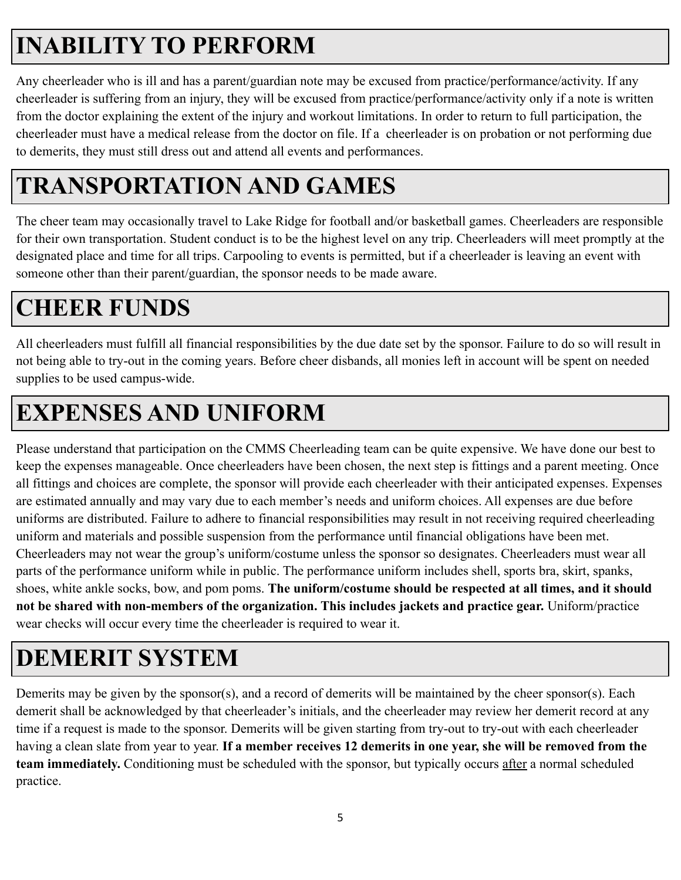# INABILITY TO PERFORM

Any cheerleader who is ill and has a parent/guardian note may be excused from practice/performance/activity. If any cheerleader is suffering from an injury, they will be excused from practice/performance/activity only if a note is written from the doctor explaining the extent of the injury and workout limitations. In order to return to full participation, the cheerleader must have a medical release from the doctor on file. If a cheerleader is on probation or not performing due to demerits, they must still dress out and attend all events and performances.

# TRANSPORTATION AND GAMES

The cheer team may occasionally travel to Lake Ridge for football and/or basketball games. Cheerleaders are responsible for their own transportation. Student conduct is to be the highest level on any trip. Cheerleaders will meet promptly at the designated place and time for all trips. Carpooling to events is permitted, but if a cheerleader is leaving an event with someone other than their parent/guardian, the sponsor needs to be made aware.

# CHEER FUNDS

All cheerleaders must fulfill all financial responsibilities by the due date set by the sponsor. Failure to do so will result in not being able to try-out in the coming years. Before cheer disbands, all monies left in account will be spent on needed supplies to be used campus-wide.

# EXPENSES AND UNIFORM

Please understand that participation on the CMMS Cheerleading team can be quite expensive. We have done our best to keep the expenses manageable. Once cheerleaders have been chosen, the next step is fittings and a parent meeting. Once all fittings and choices are complete, the sponsor will provide each cheerleader with their anticipated expenses. Expenses are estimated annually and may vary due to each member's needs and uniform choices. All expenses are due before uniforms are distributed. Failure to adhere to financial responsibilities may result in not receiving required cheerleading uniform and materials and possible suspension from the performance until financial obligations have been met. Cheerleaders may not wear the group's uniform/costume unless the sponsor so designates. Cheerleaders must wear all parts of the performance uniform while in public. The performance uniform includes shell, sports bra, skirt, spanks, shoes, white ankle socks, bow, and pom poms. **The uniform/costume should be respected at all times, and it should not be shared with non-members of the organization. This includes jackets and practice gear.** Uniform/practice wear checks will occur every time the cheerleader is required to wear it.

# DEMERIT SYSTEM

Demerits may be given by the sponsor(s), and a record of demerits will be maintained by the cheer sponsor(s). Each demerit shall be acknowledged by that cheerleader's initials, and the cheerleader may review her demerit record at any time if a request is made to the sponsor. Demerits will be given starting from try-out to try-out with each cheerleader having a clean slate from year to year. **If a member receives 12 demerits in one year, she will be removed from the team immediately.** Conditioning must be scheduled with the sponsor, but typically occurs <u>after</u> a normal scheduled practice.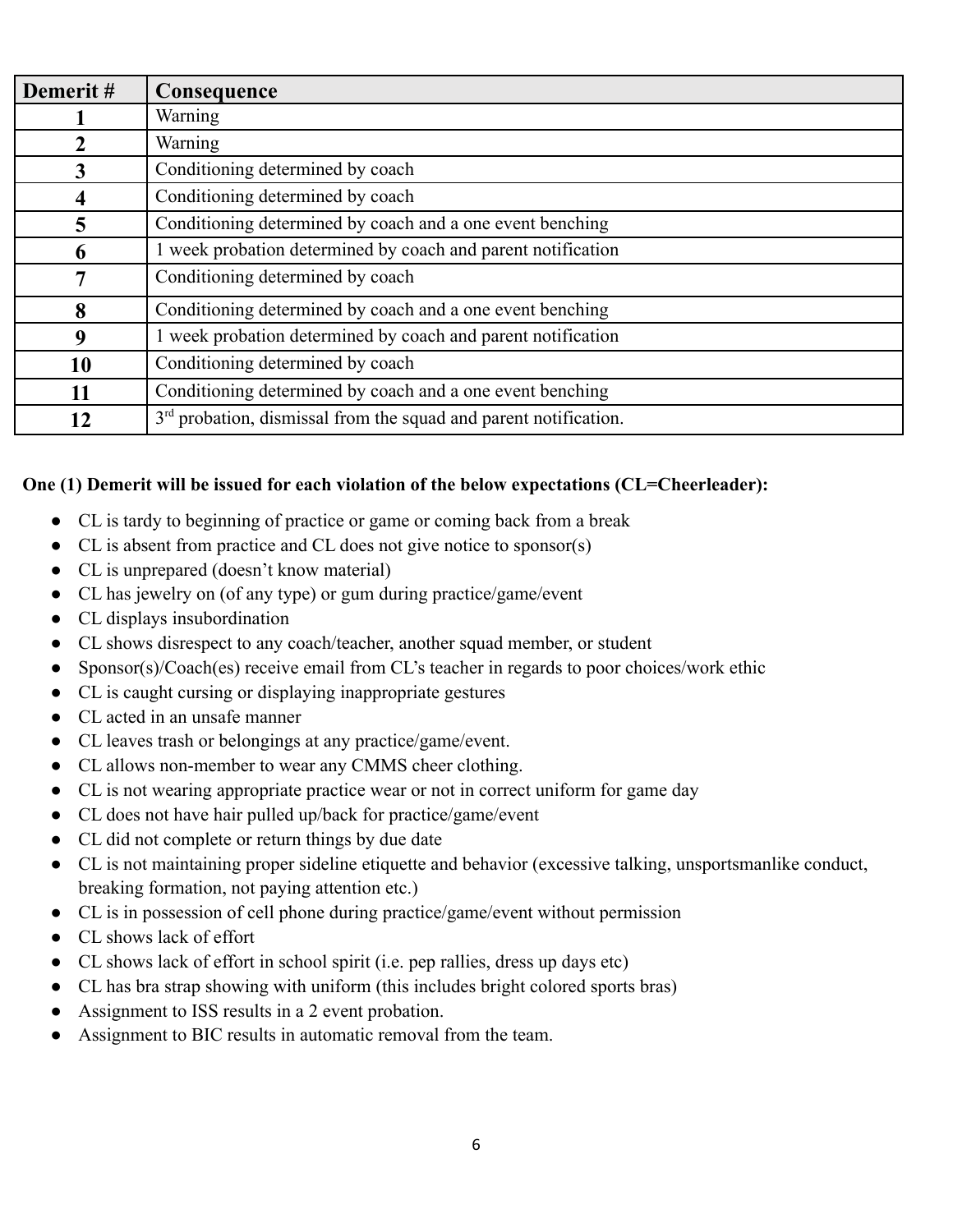| Demerit # | Consequence |
| --- | --- |
| 1 | Warning |
| 2 | Warning |
| 3 | Conditioning determined by coach |
| 4 | Conditioning determined by coach |
| 5 | Conditioning determined by coach and a one event benching |
| 6 | 1 week probation determined by coach and parent notification |
| 7 | Conditioning determined by coach |
| 8 | Conditioning determined by coach and a one event benching |
| 9 | 1 week probation determined by coach and parent notification |
| 10 | Conditioning determined by coach |
| 11 | Conditioning determined by coach and a one event benching |
| 12 | 3rd probation, dismissal from the squad and parent notification. |

**One (1) Demerit will be issued for each violation of the below expectations (CL=Cheerleader):**

- CL is tardy to beginning of practice or game or coming back from a break
- CL is absent from practice and CL does not give notice to sponsor(s)
- CL is unprepared (doesn't know material)
- CL has jewelry on (of any type) or gum during practice/game/event
- CL displays insubordination
- CL shows disrespect to any coach/teacher, another squad member, or student
- Sponsor(s)/Coach(es) receive email from CL's teacher in regards to poor choices/work ethic
- CL is caught cursing or displaying inappropriate gestures
- CL acted in an unsafe manner
- CL leaves trash or belongings at any practice/game/event.
- CL allows non-member to wear any CMMS cheer clothing.
- CL is not wearing appropriate practice wear or not in correct uniform for game day
- CL does not have hair pulled up/back for practice/game/event
- CL did not complete or return things by due date
- CL is not maintaining proper sideline etiquette and behavior (excessive talking, unsportsmanlike conduct, breaking formation, not paying attention etc.)
- CL is in possession of cell phone during practice/game/event without permission
- CL shows lack of effort
- CL shows lack of effort in school spirit (i.e. pep rallies, dress up days etc)
- CL has bra strap showing with uniform (this includes bright colored sports bras)
- Assignment to ISS results in a 2 event probation.
- Assignment to BIC results in automatic removal from the team.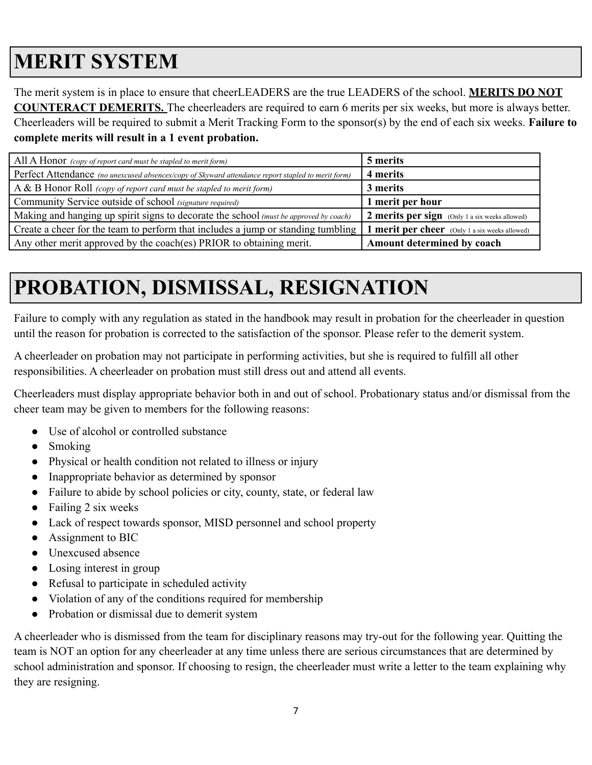# MERIT SYSTEM

The merit system is in place to ensure that cheerLEADERS are the true LEADERS of the school. **MERITS DO NOT COUNTERACT DEMERITS.** The cheerleaders are required to earn 6 merits per six weeks, but more is always better. Cheerleaders will be required to submit a Merit Tracking Form to the sponsor(s) by the end of each six weeks. **Failure to complete merits will result in a 1 event probation.**

| | |
|---|---|
| All A Honor *(copy of report card must be stapled to merit form)* | **5 merits** |
| Perfect Attendance *(no unexcused absences/copy of Skyward attendance report stapled to merit form)* | **4 merits** |
| A & B Honor Roll *(copy of report card must be stapled to merit form)* | **3 merits** |
| Community Service outside of school *(signature required)* | **1 merit per hour** |
| Making and hanging up spirit signs to decorate the school *(must be approved by coach)* | **2 merits per sign** (Only 1 a six weeks allowed) |
| Create a cheer for the team to perform that includes a jump or standing tumbling | **1 merit per cheer** (Only 1 a six weeks allowed) |
| Any other merit approved by the coach(es) PRIOR to obtaining merit. | **Amount determined by coach** |

# PROBATION, DISMISSAL, RESIGNATION

Failure to comply with any regulation as stated in the handbook may result in probation for the cheerleader in question until the reason for probation is corrected to the satisfaction of the sponsor. Please refer to the demerit system.

A cheerleader on probation may not participate in performing activities, but she is required to fulfill all other responsibilities. A cheerleader on probation must still dress out and attend all events.

Cheerleaders must display appropriate behavior both in and out of school. Probationary status and/or dismissal from the cheer team may be given to members for the following reasons:

- Use of alcohol or controlled substance
- Smoking
- Physical or health condition not related to illness or injury
- Inappropriate behavior as determined by sponsor
- Failure to abide by school policies or city, county, state, or federal law
- Failing 2 six weeks
- Lack of respect towards sponsor, MISD personnel and school property
- Assignment to BIC
- Unexcused absence
- Losing interest in group
- Refusal to participate in scheduled activity
- Violation of any of the conditions required for membership
- Probation or dismissal due to demerit system

A cheerleader who is dismissed from the team for disciplinary reasons may try-out for the following year. Quitting the team is NOT an option for any cheerleader at any time unless there are serious circumstances that are determined by school administration and sponsor. If choosing to resign, the cheerleader must write a letter to the team explaining why they are resigning.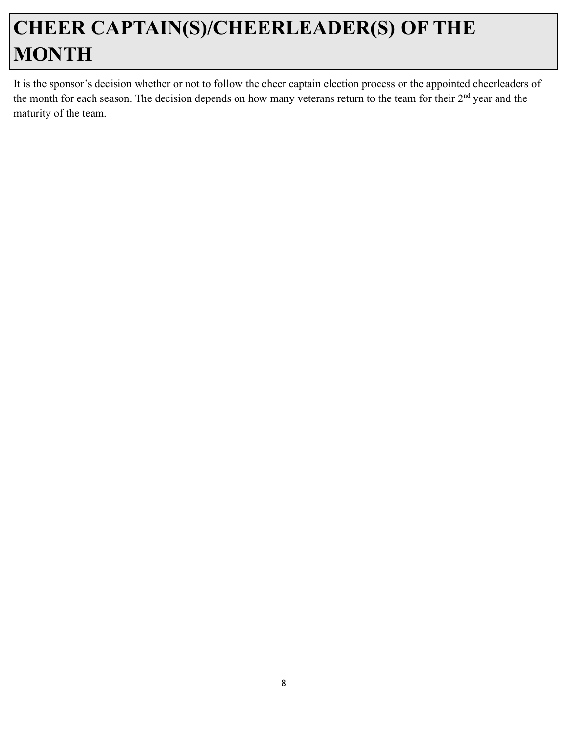# CHEER CAPTAIN(S)/CHEERLEADER(S) OF THE MONTH

It is the sponsor's decision whether or not to follow the cheer captain election process or the appointed cheerleaders of the month for each season. The decision depends on how many veterans return to the team for their 2nd year and the maturity of the team.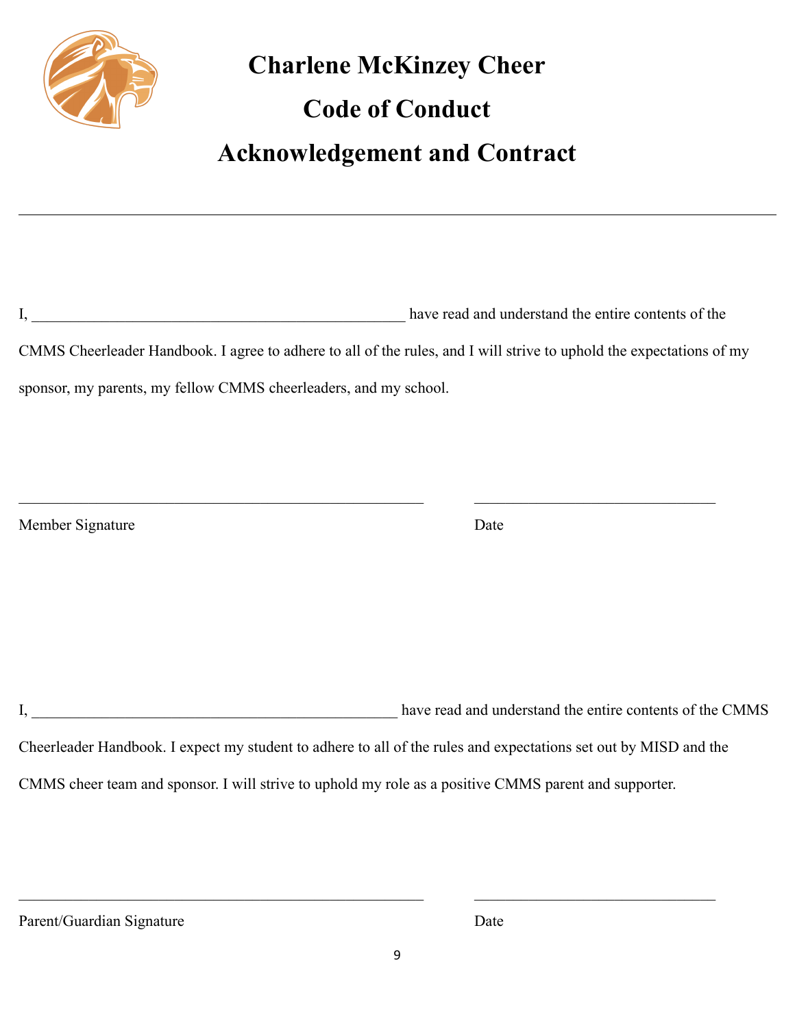# Charlene McKinzey Cheer

# Code of Conduct

# Acknowledgement and Contract

---

I, ________________________________________________ have read and understand the entire contents of the CMMS Cheerleader Handbook. I agree to adhere to all of the rules, and I will strive to uphold the expectations of my sponsor, my parents, my fellow CMMS cheerleaders, and my school.

_____________________________________________________ &nbsp;&nbsp;&nbsp;&nbsp; ________________________________

Member Signature &nbsp;&nbsp;&nbsp;&nbsp; Date

I, ________________________________________________ have read and understand the entire contents of the CMMS Cheerleader Handbook. I expect my student to adhere to all of the rules and expectations set out by MISD and the CMMS cheer team and sponsor. I will strive to uphold my role as a positive CMMS parent and supporter.

_____________________________________________________ &nbsp;&nbsp;&nbsp;&nbsp; ________________________________

Parent/Guardian Signature &nbsp;&nbsp;&nbsp;&nbsp; Date